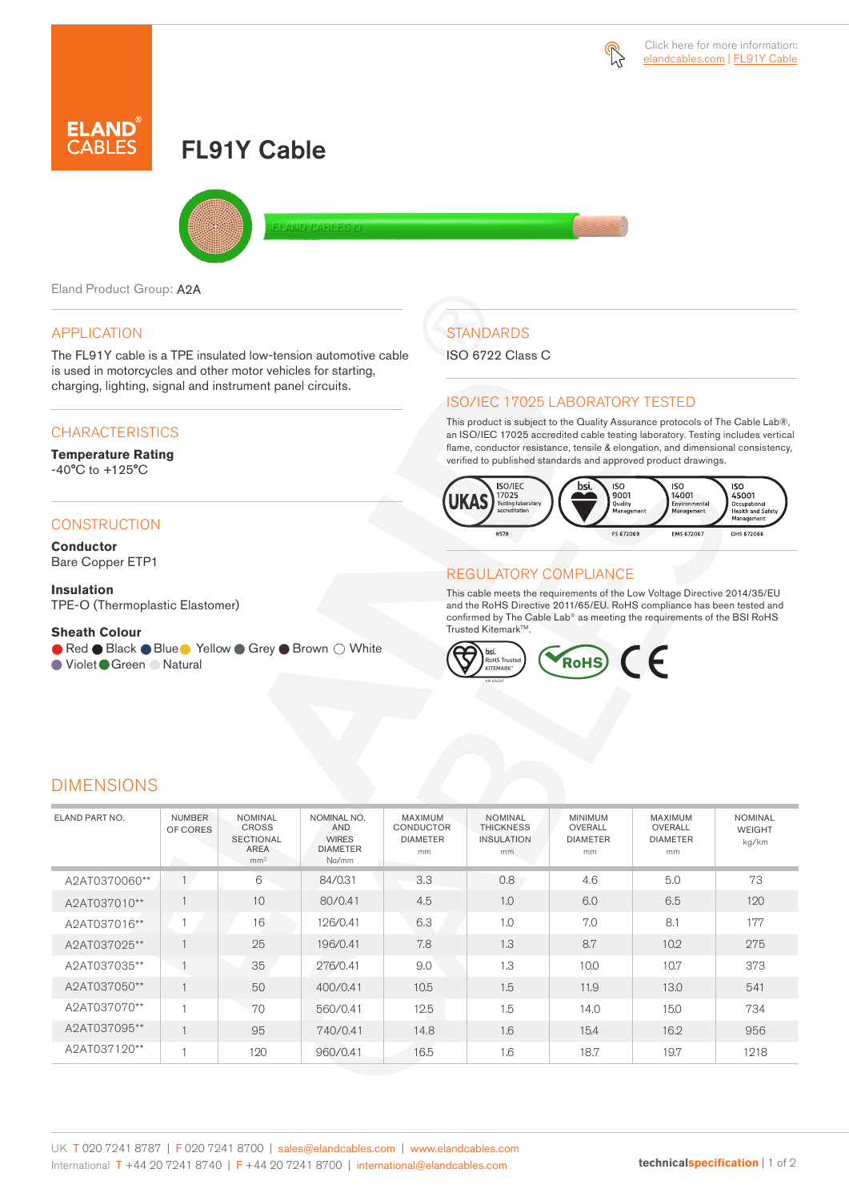Click here for more information: elandcables.com | FL91Y Cable

# FL91Y Cable

Eland Product Group: A2A

## APPLICATION

The FL91Y cable is a TPE insulated low-tension automotive cable is used in motorcycles and other motor vehicles for starting, charging, lighting, signal and instrument panel circuits.

## CHARACTERISTICS

**Temperature Rating**
-40°C to +125°C

## CONSTRUCTION

**Conductor**
Bare Copper ETP1

**Insulation**
TPE-O (Thermoplastic Elastomer)

**Sheath Colour**
Red, Black, Blue, Yellow, Grey, Brown, White, Violet, Green, Natural

## STANDARDS

ISO 6722 Class C

## ISO/IEC 17025 LABORATORY TESTED

This product is subject to the Quality Assurance protocols of The Cable Lab®, an ISO/IEC 17025 accredited cable testing laboratory. Testing includes vertical flame, conductor resistance, tensile & elongation, and dimensional consistency, verified to published standards and approved product drawings.

UKAS ISO/IEC 17025 Testing laboratory accreditation 8578 | bsi. ISO 9001 Quality Management FS 672069 | ISO 14001 Environmental Management EMS 672067 | ISO 45001 Occupational Health and Safety Management OHS 672066

## REGULATORY COMPLIANCE

This cable meets the requirements of the Low Voltage Directive 2014/35/EU and the RoHS Directive 2011/65/EU. RoHS compliance has been tested and confirmed by The Cable Lab® as meeting the requirements of the BSI RoHS Trusted Kitemark™.

bsi. RoHS Trusted KITEMARK™ | RoHS | CE

## DIMENSIONS

| ELAND PART NO. | NUMBER OF CORES | NOMINAL CROSS SECTIONAL AREA mm² | NOMINAL NO. AND WIRES DIAMETER No/mm | MAXIMUM CONDUCTOR DIAMETER mm | NOMINAL THICKNESS INSULATION mm | MINIMUM OVERALL DIAMETER mm | MAXIMUM OVERALL DIAMETER mm | NOMINAL WEIGHT kg/km |
|---|---|---|---|---|---|---|---|---|
| A2AT0370060** | 1 | 6 | 84/0.31 | 3.3 | 0.8 | 4.6 | 5.0 | 73 |
| A2AT037010** | 1 | 10 | 80/0.41 | 4.5 | 1.0 | 6.0 | 6.5 | 120 |
| A2AT037016** | 1 | 16 | 126/0.41 | 6.3 | 1.0 | 7.0 | 8.1 | 177 |
| A2AT037025** | 1 | 25 | 196/0.41 | 7.8 | 1.3 | 8.7 | 10.2 | 275 |
| A2AT037035** | 1 | 35 | 276/0.41 | 9.0 | 1.3 | 10.0 | 10.7 | 373 |
| A2AT037050** | 1 | 50 | 400/0.41 | 10.5 | 1.5 | 11.9 | 13.0 | 541 |
| A2AT037070** | 1 | 70 | 560/0.41 | 12.5 | 1.5 | 14.0 | 15.0 | 734 |
| A2AT037095** | 1 | 95 | 740/0.41 | 14.8 | 1.6 | 15.4 | 16.2 | 956 |
| A2AT037120** | 1 | 120 | 960/0.41 | 16.5 | 1.6 | 18.7 | 19.7 | 1218 |

UK T 020 7241 8787 | F 020 7241 8700 | sales@elandcables.com | www.elandcables.com
International T +44 20 7241 8740 | F +44 20 7241 8700 | international@elandcables.com

technicalspecification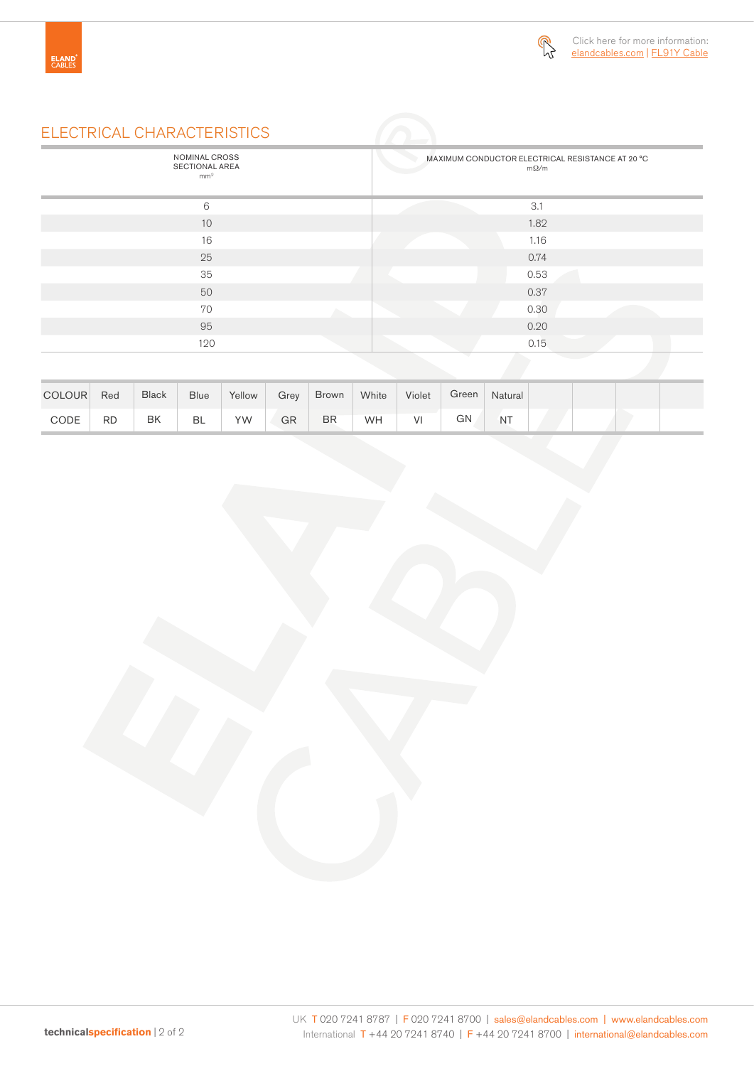Click here for more information: elandcables.com | FL91Y Cable

## ELECTRICAL CHARACTERISTICS

| NOMINAL CROSS SECTIONAL AREA $mm^2$ | MAXIMUM CONDUCTOR ELECTRICAL RESISTANCE AT 20 °C mΩ/m |
|---|---|
| 6 | 3.1 |
| 10 | 1.82 |
| 16 | 1.16 |
| 25 | 0.74 |
| 35 | 0.53 |
| 50 | 0.37 |
| 70 | 0.30 |
| 95 | 0.20 |
| 120 | 0.15 |

| COLOUR | Red | Black | Blue | Yellow | Grey | Brown | White | Violet | Green | Natural | | | | |
|---|---|---|---|---|---|---|---|---|---|---|---|---|---|---|
| CODE | RD | BK | BL | YW | GR | BR | WH | VI | GN | NT | | | | |

UK T 020 7241 8787 | F 020 7241 8700 | sales@elandcables.com | www.elandcables.com
International T +44 20 7241 8740 | F +44 20 7241 8700 | international@elandcables.com